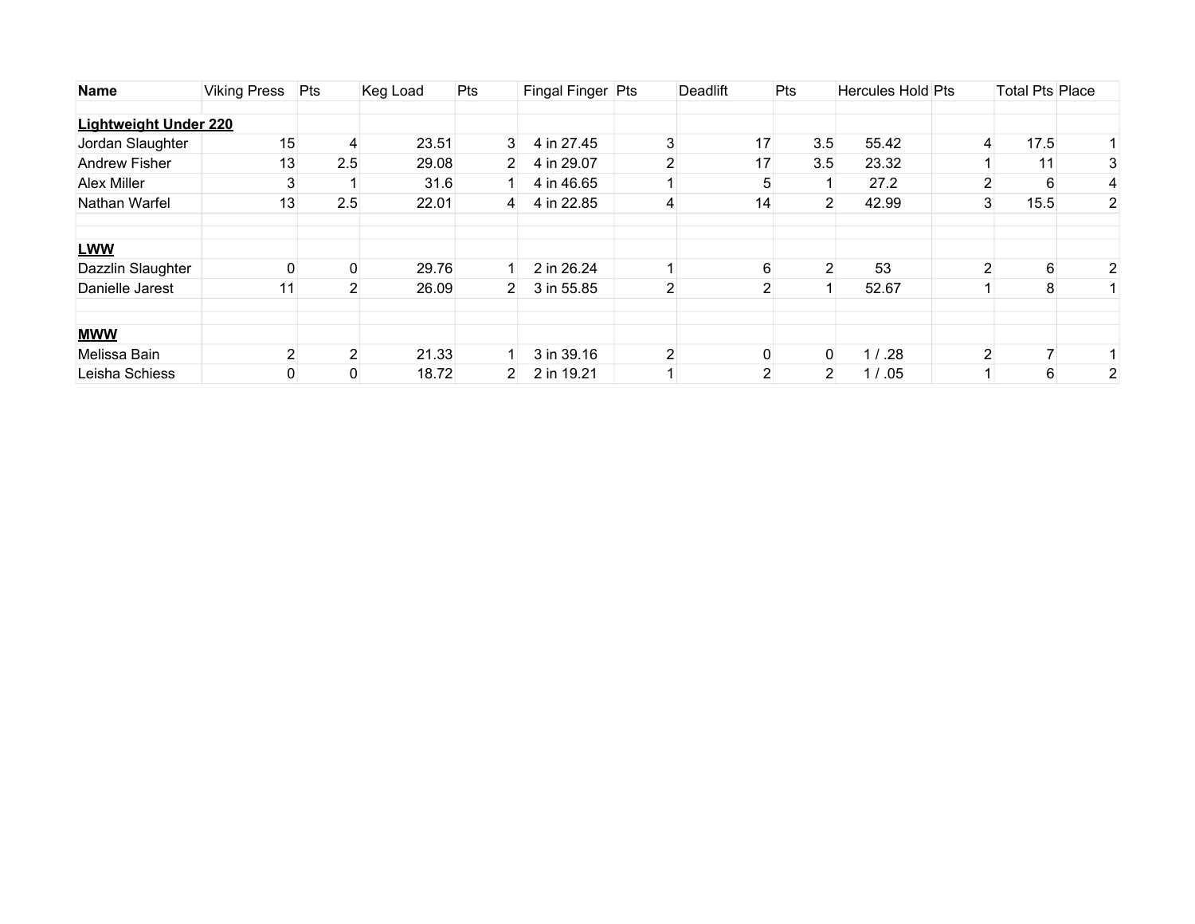| Name | Viking Press | Pts | Keg Load | Pts | Fingal Finger | Pts | Deadlift | Pts | Hercules Hold | Pts | Total Pts | Place |
|---|---|---|---|---|---|---|---|---|---|---|---|---|
| **Lightweight Under 220** | | | | | | | | | | | | |
| Jordan Slaughter | 15 | 4 | 23.51 | 3 | 4 in 27.45 | 3 | 17 | 3.5 | 55.42 | 4 | 17.5 | 1 |
| Andrew Fisher | 13 | 2.5 | 29.08 | 2 | 4 in 29.07 | 2 | 17 | 3.5 | 23.32 | 1 | 11 | 3 |
| Alex Miller | 3 | 1 | 31.6 | 1 | 4 in 46.65 | 1 | 5 | 1 | 27.2 | 2 | 6 | 4 |
| Nathan Warfel | 13 | 2.5 | 22.01 | 4 | 4 in 22.85 | 4 | 14 | 2 | 42.99 | 3 | 15.5 | 2 |
| **LWW** | | | | | | | | | | | | |
| Dazzlin Slaughter | 0 | 0 | 29.76 | 1 | 2 in 26.24 | 1 | 6 | 2 | 53 | 2 | 6 | 2 |
| Danielle Jarest | 11 | 2 | 26.09 | 2 | 3 in 55.85 | 2 | 2 | 1 | 52.67 | 1 | 8 | 1 |
| **MWW** | | | | | | | | | | | | |
| Melissa Bain | 2 | 2 | 21.33 | 1 | 3 in 39.16 | 2 | 0 | 0 | 1 / .28 | 2 | 7 | 1 |
| Leisha Schiess | 0 | 0 | 18.72 | 2 | 2 in 19.21 | 1 | 2 | 2 | 1 / .05 | 1 | 6 | 2 |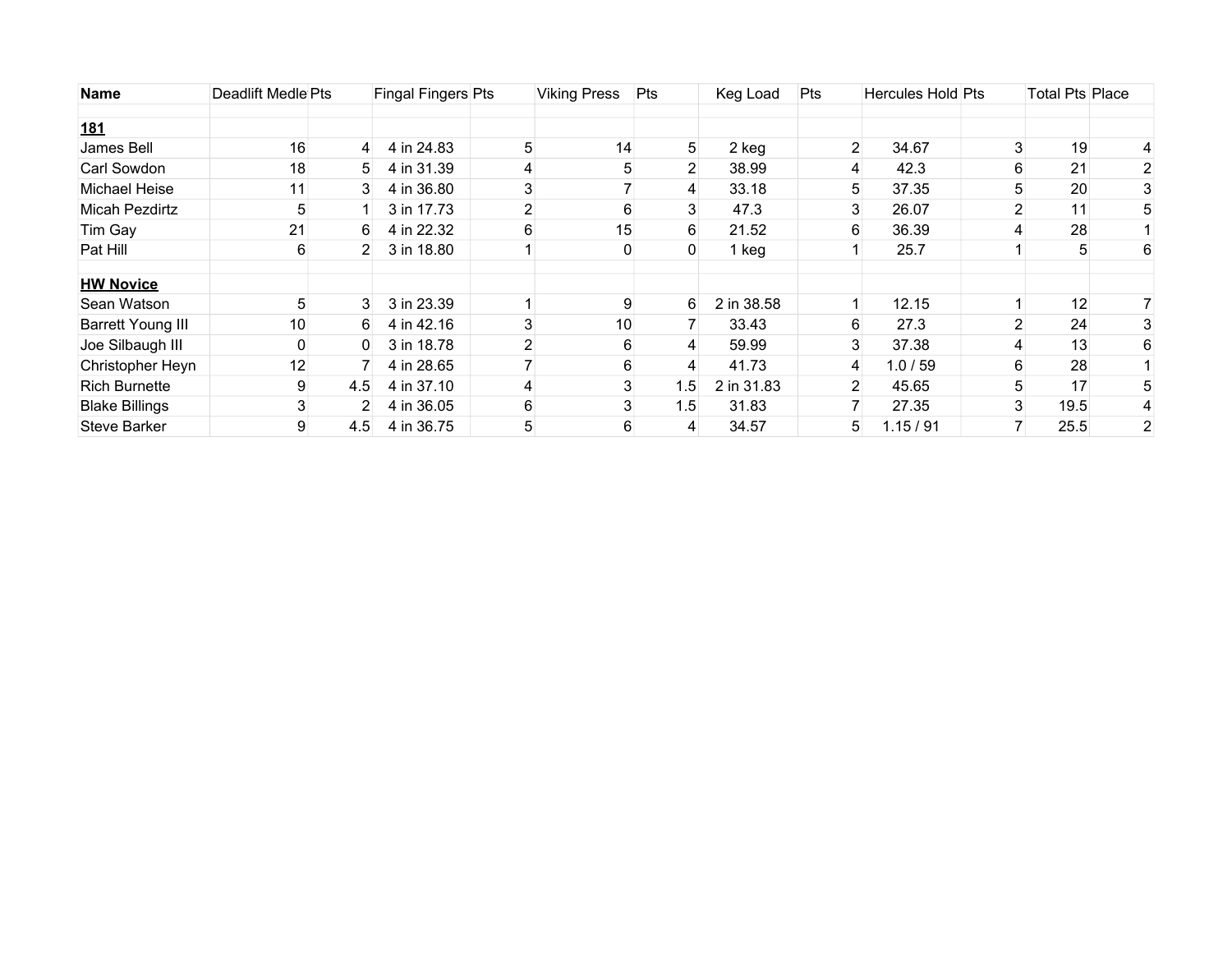| Name | Deadlift Medle | Pts | Fingal Fingers | Pts | Viking Press | Pts | Keg Load | Pts | Hercules Hold | Pts | Total Pts | Place |
|---|---|---|---|---|---|---|---|---|---|---|---|---|
| | | | | | | | | | | | | |
| **181** | | | | | | | | | | | | |
| James Bell | 16 | 4 | 4 in 24.83 | 5 | 14 | 5 | 2 keg | 2 | 34.67 | 3 | 19 | 4 |
| Carl Sowdon | 18 | 5 | 4 in 31.39 | 4 | 5 | 2 | 38.99 | 4 | 42.3 | 6 | 21 | 2 |
| Michael Heise | 11 | 3 | 4 in 36.80 | 3 | 7 | 4 | 33.18 | 5 | 37.35 | 5 | 20 | 3 |
| Micah Pezdirtz | 5 | 1 | 3 in 17.73 | 2 | 6 | 3 | 47.3 | 3 | 26.07 | 2 | 11 | 5 |
| Tim Gay | 21 | 6 | 4 in 22.32 | 6 | 15 | 6 | 21.52 | 6 | 36.39 | 4 | 28 | 1 |
| Pat Hill | 6 | 2 | 3 in 18.80 | 1 | 0 | 0 | 1 keg | 1 | 25.7 | 1 | 5 | 6 |
| | | | | | | | | | | | | |
| **HW Novice** | | | | | | | | | | | | |
| Sean Watson | 5 | 3 | 3 in 23.39 | 1 | 9 | 6 | 2 in 38.58 | 1 | 12.15 | 1 | 12 | 7 |
| Barrett Young III | 10 | 6 | 4 in 42.16 | 3 | 10 | 7 | 33.43 | 6 | 27.3 | 2 | 24 | 3 |
| Joe Silbaugh III | 0 | 0 | 3 in 18.78 | 2 | 6 | 4 | 59.99 | 3 | 37.38 | 4 | 13 | 6 |
| Christopher Heyn | 12 | 7 | 4 in 28.65 | 7 | 6 | 4 | 41.73 | 4 | 1.0 / 59 | 6 | 28 | 1 |
| Rich Burnette | 9 | 4.5 | 4 in 37.10 | 4 | 3 | 1.5 | 2 in 31.83 | 2 | 45.65 | 5 | 17 | 5 |
| Blake Billings | 3 | 2 | 4 in 36.05 | 6 | 3 | 1.5 | 31.83 | 7 | 27.35 | 3 | 19.5 | 4 |
| Steve Barker | 9 | 4.5 | 4 in 36.75 | 5 | 6 | 4 | 34.57 | 5 | 1.15 / 91 | 7 | 25.5 | 2 |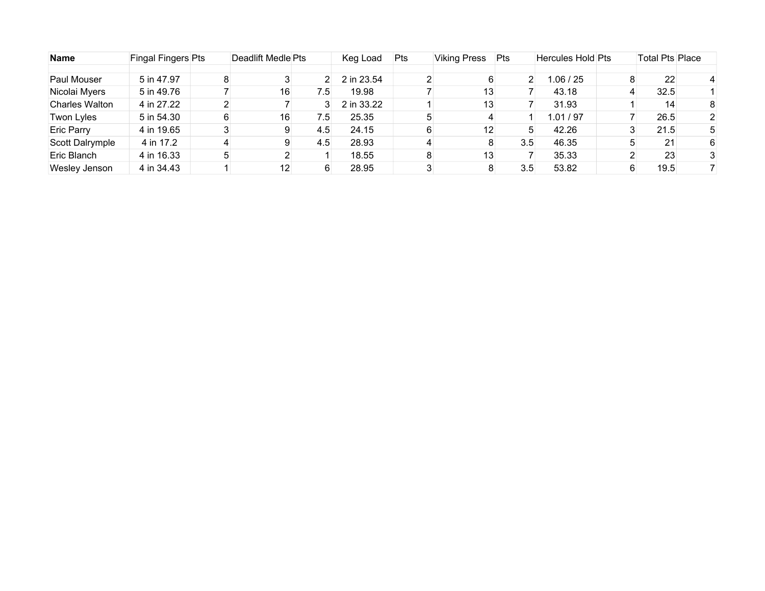| Name | Fingal Fingers | Pts | Deadlift Medle | Pts | Keg Load | Pts | Viking Press | Pts | Hercules Hold | Pts | Total Pts | Place |
|---|---|---|---|---|---|---|---|---|---|---|---|---|
| | | | | | | | | | | | | |
| Paul Mouser | 5 in 47.97 | 8 | 3 | 2 | 2 in 23.54 | 2 | 6 | 2 | 1.06 / 25 | 8 | 22 | 4 |
| Nicolai Myers | 5 in 49.76 | 7 | 16 | 7.5 | 19.98 | 7 | 13 | 7 | 43.18 | 4 | 32.5 | 1 |
| Charles Walton | 4 in 27.22 | 2 | 7 | 3 | 2 in 33.22 | 1 | 13 | 7 | 31.93 | 1 | 14 | 8 |
| Twon Lyles | 5 in 54.30 | 6 | 16 | 7.5 | 25.35 | 5 | 4 | 1 | 1.01 / 97 | 7 | 26.5 | 2 |
| Eric Parry | 4 in 19.65 | 3 | 9 | 4.5 | 24.15 | 6 | 12 | 5 | 42.26 | 3 | 21.5 | 5 |
| Scott Dalrymple | 4 in 17.2 | 4 | 9 | 4.5 | 28.93 | 4 | 8 | 3.5 | 46.35 | 5 | 21 | 6 |
| Eric Blanch | 4 in 16.33 | 5 | 2 | 1 | 18.55 | 8 | 13 | 7 | 35.33 | 2 | 23 | 3 |
| Wesley Jenson | 4 in 34.43 | 1 | 12 | 6 | 28.95 | 3 | 8 | 3.5 | 53.82 | 6 | 19.5 | 7 |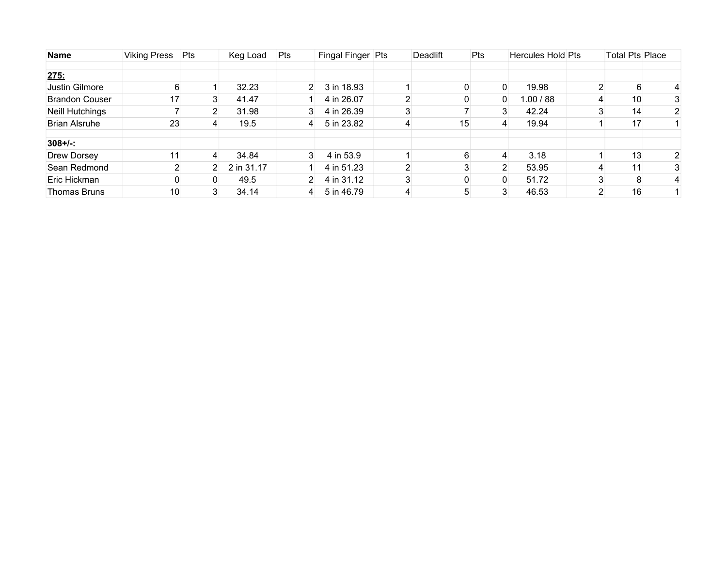| Name | Viking Press | Pts | Keg Load | Pts | Fingal Finger | Pts | Deadlift | Pts | Hercules Hold | Pts | Total Pts | Place |
|---|---|---|---|---|---|---|---|---|---|---|---|---|
| | | | | | | | | | | | | |
| **275:** | | | | | | | | | | | | |
| Justin Gilmore | 6 | 1 | 32.23 | 2 | 3 in 18.93 | 1 | 0 | 0 | 19.98 | 2 | 6 | 4 |
| Brandon Couser | 17 | 3 | 41.47 | 1 | 4 in 26.07 | 2 | 0 | 0 | 1.00 / 88 | 4 | 10 | 3 |
| Neill Hutchings | 7 | 2 | 31.98 | 3 | 4 in 26.39 | 3 | 7 | 3 | 42.24 | 3 | 14 | 2 |
| Brian Alsruhe | 23 | 4 | 19.5 | 4 | 5 in 23.82 | 4 | 15 | 4 | 19.94 | 1 | 17 | 1 |
| | | | | | | | | | | | | |
| **308+/-:** | | | | | | | | | | | | |
| Drew Dorsey | 11 | 4 | 34.84 | 3 | 4 in 53.9 | 1 | 6 | 4 | 3.18 | 1 | 13 | 2 |
| Sean Redmond | 2 | 2 | 2 in 31.17 | 1 | 4 in 51.23 | 2 | 3 | 2 | 53.95 | 4 | 11 | 3 |
| Eric Hickman | 0 | 0 | 49.5 | 2 | 4 in 31.12 | 3 | 0 | 0 | 51.72 | 3 | 8 | 4 |
| Thomas Bruns | 10 | 3 | 34.14 | 4 | 5 in 46.79 | 4 | 5 | 3 | 46.53 | 2 | 16 | 1 |